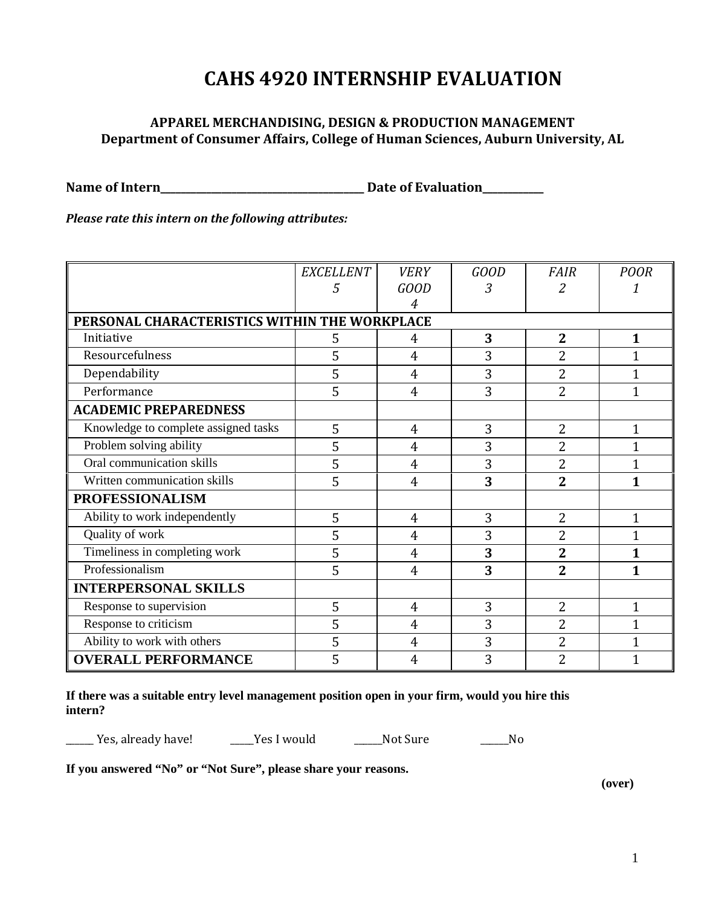# CAHS 4920 INTERNSHIP EVALUATION

### APPAREL MERCHANDISING, DESIGN & PRODUCTION MANAGEMENT
### Department of Consumer Affairs, College of Human Sciences, Auburn University, AL

**Name of Intern\_\_\_\_\_\_\_\_\_\_\_\_\_\_\_\_\_\_\_\_\_\_\_\_\_\_\_\_\_\_\_\_\_\_\_\_\_\_\_\_ Date of Evaluation\_\_\_\_\_\_\_\_\_\_\_\_**

***Please rate this intern on the following attributes:***

| | *EXCELLENT 5* | *VERY GOOD 4* | *GOOD 3* | *FAIR 2* | *POOR 1* |
|---|---|---|---|---|---|
| **PERSONAL CHARACTERISTICS WITHIN THE WORKPLACE** | | | | | |
| Initiative | 5 | 4 | **3** | **2** | **1** |
| Resourcefulness | 5 | 4 | 3 | 2 | 1 |
| Dependability | 5 | 4 | 3 | 2 | 1 |
| Performance | 5 | 4 | 3 | 2 | 1 |
| **ACADEMIC PREPAREDNESS** | | | | | |
| Knowledge to complete assigned tasks | 5 | 4 | 3 | 2 | 1 |
| Problem solving ability | 5 | 4 | 3 | 2 | 1 |
| Oral communication skills | 5 | 4 | 3 | 2 | 1 |
| Written communication skills | 5 | 4 | **3** | **2** | **1** |
| **PROFESSIONALISM** | | | | | |
| Ability to work independently | 5 | 4 | 3 | 2 | 1 |
| Quality of work | 5 | 4 | 3 | 2 | 1 |
| Timeliness in completing work | 5 | 4 | **3** | **2** | **1** |
| Professionalism | 5 | 4 | **3** | **2** | **1** |
| **INTERPERSONAL SKILLS** | | | | | |
| Response to supervision | 5 | 4 | 3 | 2 | 1 |
| Response to criticism | 5 | 4 | 3 | 2 | 1 |
| Ability to work with others | 5 | 4 | 3 | 2 | 1 |
| **OVERALL PERFORMANCE** | 5 | 4 | 3 | 2 | 1 |

**If there was a suitable entry level management position open in your firm, would you hire this intern?**

\_\_\_\_\_\_ Yes, already have!     \_\_\_\_\_Yes I would     \_\_\_\_\_\_Not Sure     \_\_\_\_\_\_No

**If you answered "No" or "Not Sure", please share your reasons.**

**(over)**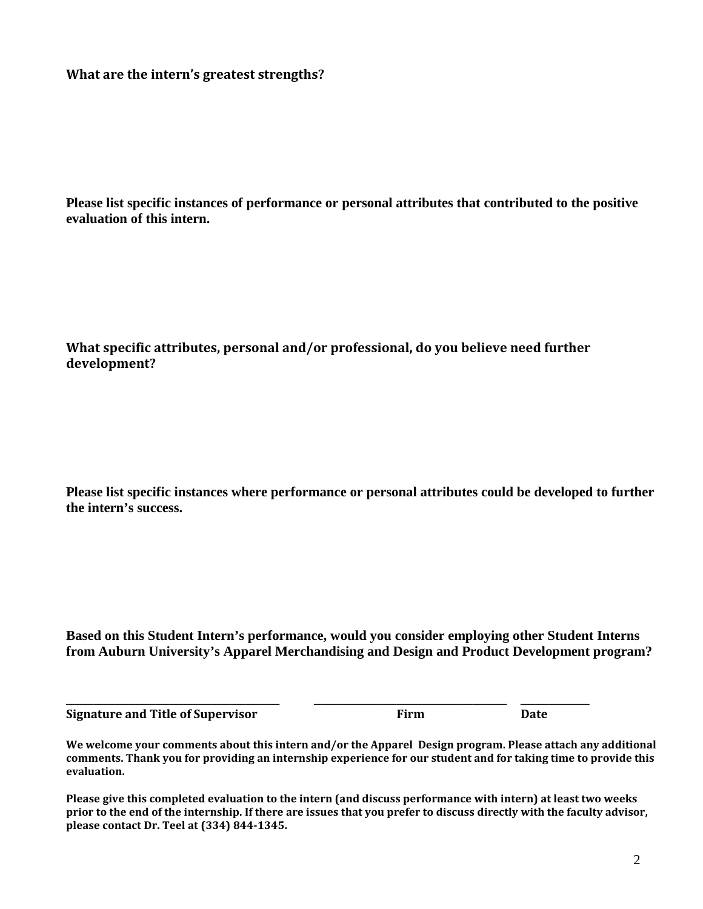**What are the intern's greatest strengths?**

**Please list specific instances of performance or personal attributes that contributed to the positive evaluation of this intern.**

**What specific attributes, personal and/or professional, do you believe need further development?**

**Please list specific instances where performance or personal attributes could be developed to further the intern's success.**

**Based on this Student Intern's performance, would you consider employing other Student Interns from Auburn University's Apparel Merchandising and Design and Product Development program?**

| | | |
|---|---|---|
| ______________________________ | ______________________________ | __________ |
| **Signature and Title of Supervisor** | **Firm** | **Date** |

**We welcome your comments about this intern and/or the Apparel Design program. Please attach any additional comments. Thank you for providing an internship experience for our student and for taking time to provide this evaluation.**

**Please give this completed evaluation to the intern (and discuss performance with intern) at least two weeks prior to the end of the internship. If there are issues that you prefer to discuss directly with the faculty advisor, please contact Dr. Teel at (334) 844-1345.**